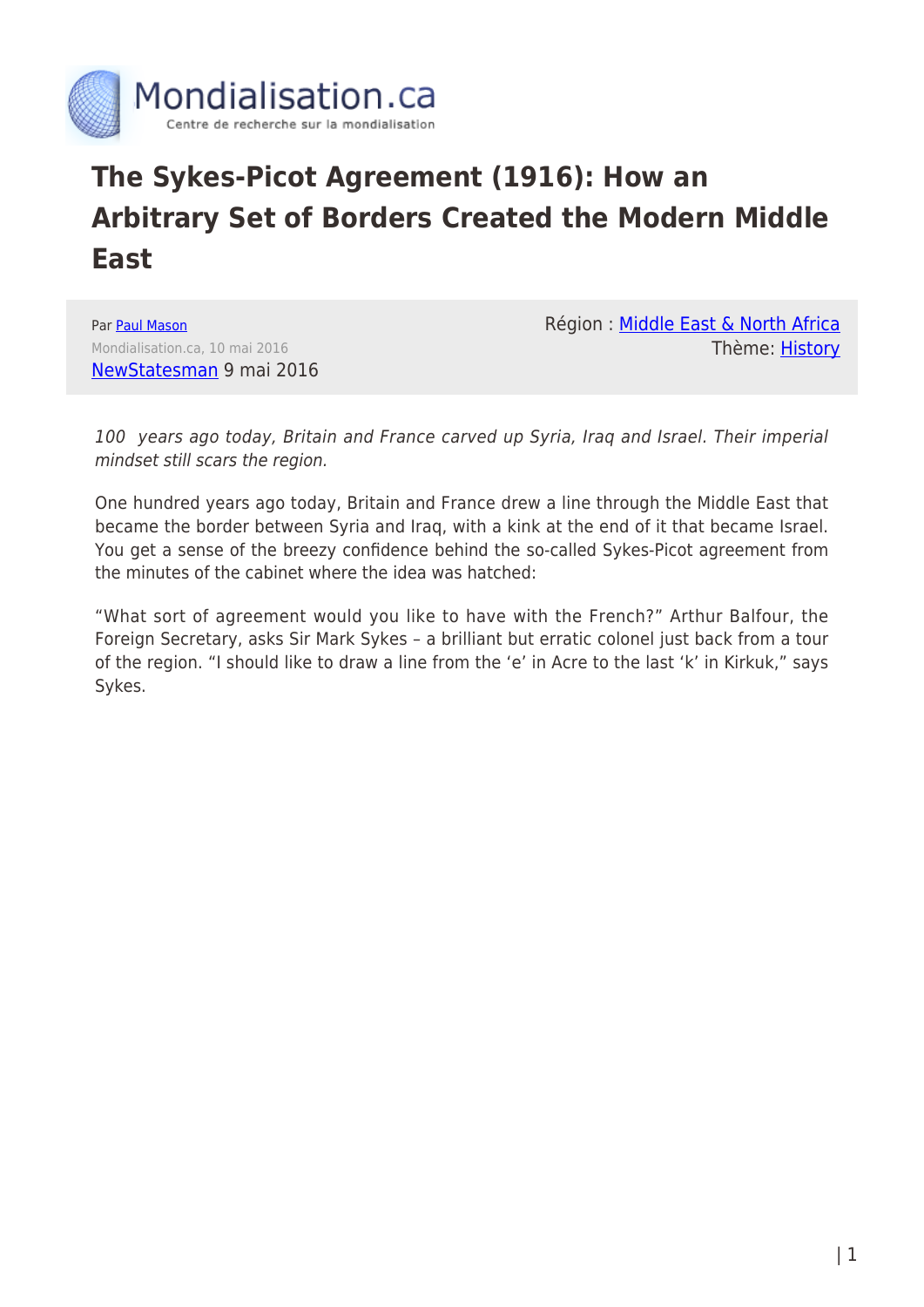# The Sykes-Picot Agreement (1916): How an Arbitrary Set of Borders Created the Modern Middle East

Par Paul Mason

Mondialisation.ca, 10 mai 2016

NewStatesman 9 mai 2016

Région : Middle East & North Africa

Thème: History

*100 years ago today, Britain and France carved up Syria, Iraq and Israel. Their imperial mindset still scars the region.*

One hundred years ago today, Britain and France drew a line through the Middle East that became the border between Syria and Iraq, with a kink at the end of it that became Israel. You get a sense of the breezy confidence behind the so-called Sykes-Picot agreement from the minutes of the cabinet where the idea was hatched:

"What sort of agreement would you like to have with the French?" Arthur Balfour, the Foreign Secretary, asks Sir Mark Sykes – a brilliant but erratic colonel just back from a tour of the region. "I should like to draw a line from the 'e' in Acre to the last 'k' in Kirkuk," says Sykes.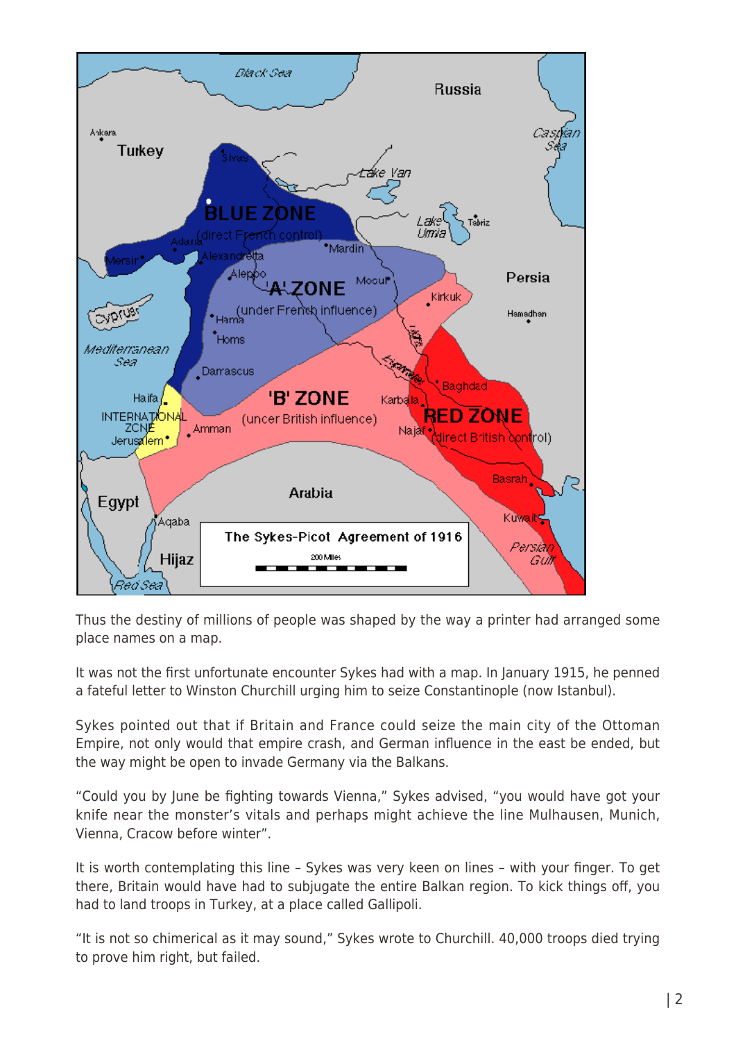Thus the destiny of millions of people was shaped by the way a printer had arranged some place names on a map.

It was not the first unfortunate encounter Sykes had with a map. In January 1915, he penned a fateful letter to Winston Churchill urging him to seize Constantinople (now Istanbul).

Sykes pointed out that if Britain and France could seize the main city of the Ottoman Empire, not only would that empire crash, and German influence in the east be ended, but the way might be open to invade Germany via the Balkans.

"Could you by June be fighting towards Vienna," Sykes advised, "you would have got your knife near the monster's vitals and perhaps might achieve the line Mulhausen, Munich, Vienna, Cracow before winter".

It is worth contemplating this line – Sykes was very keen on lines – with your finger. To get there, Britain would have had to subjugate the entire Balkan region. To kick things off, you had to land troops in Turkey, at a place called Gallipoli.

"It is not so chimerical as it may sound," Sykes wrote to Churchill. 40,000 troops died trying to prove him right, but failed.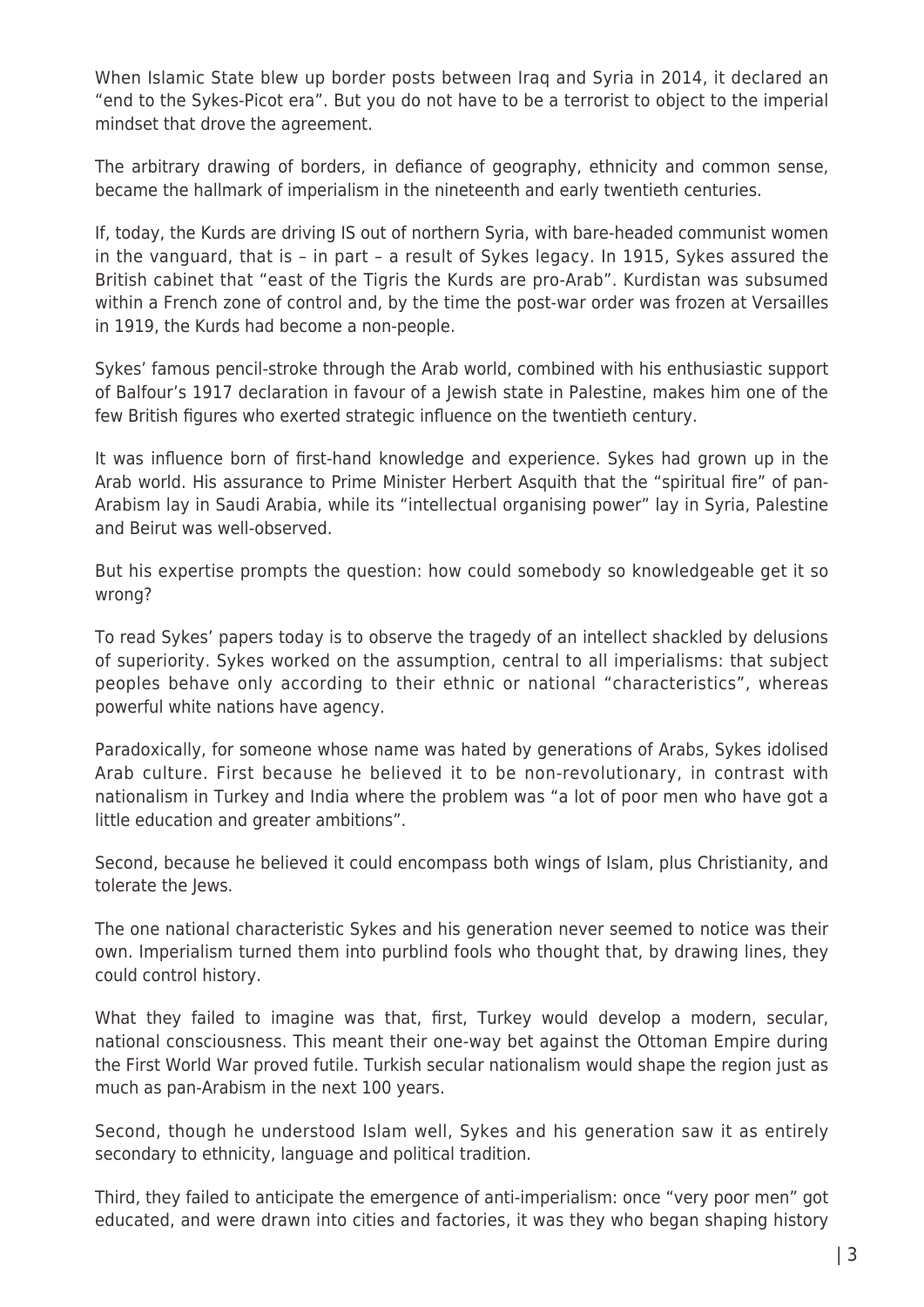When Islamic State blew up border posts between Iraq and Syria in 2014, it declared an "end to the Sykes-Picot era". But you do not have to be a terrorist to object to the imperial mindset that drove the agreement.

The arbitrary drawing of borders, in defiance of geography, ethnicity and common sense, became the hallmark of imperialism in the nineteenth and early twentieth centuries.

If, today, the Kurds are driving IS out of northern Syria, with bare-headed communist women in the vanguard, that is – in part – a result of Sykes legacy. In 1915, Sykes assured the British cabinet that "east of the Tigris the Kurds are pro-Arab". Kurdistan was subsumed within a French zone of control and, by the time the post-war order was frozen at Versailles in 1919, the Kurds had become a non-people.

Sykes' famous pencil-stroke through the Arab world, combined with his enthusiastic support of Balfour's 1917 declaration in favour of a Jewish state in Palestine, makes him one of the few British figures who exerted strategic influence on the twentieth century.

It was influence born of first-hand knowledge and experience. Sykes had grown up in the Arab world. His assurance to Prime Minister Herbert Asquith that the "spiritual fire" of pan-Arabism lay in Saudi Arabia, while its "intellectual organising power" lay in Syria, Palestine and Beirut was well-observed.

But his expertise prompts the question: how could somebody so knowledgeable get it so wrong?

To read Sykes' papers today is to observe the tragedy of an intellect shackled by delusions of superiority. Sykes worked on the assumption, central to all imperialisms: that subject peoples behave only according to their ethnic or national "characteristics", whereas powerful white nations have agency.

Paradoxically, for someone whose name was hated by generations of Arabs, Sykes idolised Arab culture. First because he believed it to be non-revolutionary, in contrast with nationalism in Turkey and India where the problem was "a lot of poor men who have got a little education and greater ambitions".

Second, because he believed it could encompass both wings of Islam, plus Christianity, and tolerate the Jews.

The one national characteristic Sykes and his generation never seemed to notice was their own. Imperialism turned them into purblind fools who thought that, by drawing lines, they could control history.

What they failed to imagine was that, first, Turkey would develop a modern, secular, national consciousness. This meant their one-way bet against the Ottoman Empire during the First World War proved futile. Turkish secular nationalism would shape the region just as much as pan-Arabism in the next 100 years.

Second, though he understood Islam well, Sykes and his generation saw it as entirely secondary to ethnicity, language and political tradition.

Third, they failed to anticipate the emergence of anti-imperialism: once "very poor men" got educated, and were drawn into cities and factories, it was they who began shaping history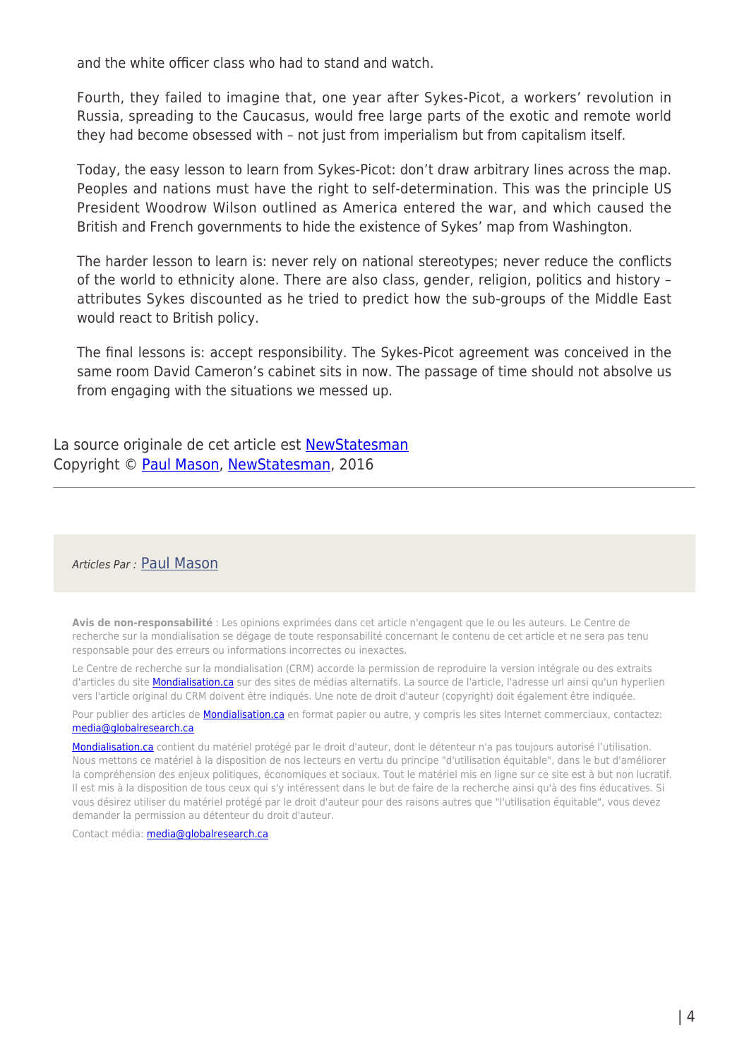and the white officer class who had to stand and watch.

Fourth, they failed to imagine that, one year after Sykes-Picot, a workers' revolution in Russia, spreading to the Caucasus, would free large parts of the exotic and remote world they had become obsessed with – not just from imperialism but from capitalism itself.

Today, the easy lesson to learn from Sykes-Picot: don't draw arbitrary lines across the map. Peoples and nations must have the right to self-determination. This was the principle US President Woodrow Wilson outlined as America entered the war, and which caused the British and French governments to hide the existence of Sykes' map from Washington.

The harder lesson to learn is: never rely on national stereotypes; never reduce the conflicts of the world to ethnicity alone. There are also class, gender, religion, politics and history – attributes Sykes discounted as he tried to predict how the sub-groups of the Middle East would react to British policy.

The final lessons is: accept responsibility. The Sykes-Picot agreement was conceived in the same room David Cameron's cabinet sits in now. The passage of time should not absolve us from engaging with the situations we messed up.

La source originale de cet article est NewStatesman
Copyright © Paul Mason, NewStatesman, 2016

---

*Articles Par :* Paul Mason

**Avis de non-responsabilité** : Les opinions exprimées dans cet article n'engagent que le ou les auteurs. Le Centre de recherche sur la mondialisation se dégage de toute responsabilité concernant le contenu de cet article et ne sera pas tenu responsable pour des erreurs ou informations incorrectes ou inexactes.

Le Centre de recherche sur la mondialisation (CRM) accorde la permission de reproduire la version intégrale ou des extraits d'articles du site Mondialisation.ca sur des sites de médias alternatifs. La source de l'article, l'adresse url ainsi qu'un hyperlien vers l'article original du CRM doivent être indiqués. Une note de droit d'auteur (copyright) doit également être indiquée.

Pour publier des articles de Mondialisation.ca en format papier ou autre, y compris les sites Internet commerciaux, contactez: media@globalresearch.ca

Mondialisation.ca contient du matériel protégé par le droit d'auteur, dont le détenteur n'a pas toujours autorisé l'utilisation. Nous mettons ce matériel à la disposition de nos lecteurs en vertu du principe "d'utilisation équitable", dans le but d'améliorer la compréhension des enjeux politiques, économiques et sociaux. Tout le matériel mis en ligne sur ce site est à but non lucratif. Il est mis à la disposition de tous ceux qui s'y intéressent dans le but de faire de la recherche ainsi qu'à des fins éducatives. Si vous désirez utiliser du matériel protégé par le droit d'auteur pour des raisons autres que "l'utilisation équitable", vous devez demander la permission au détenteur du droit d'auteur.

Contact média: media@globalresearch.ca